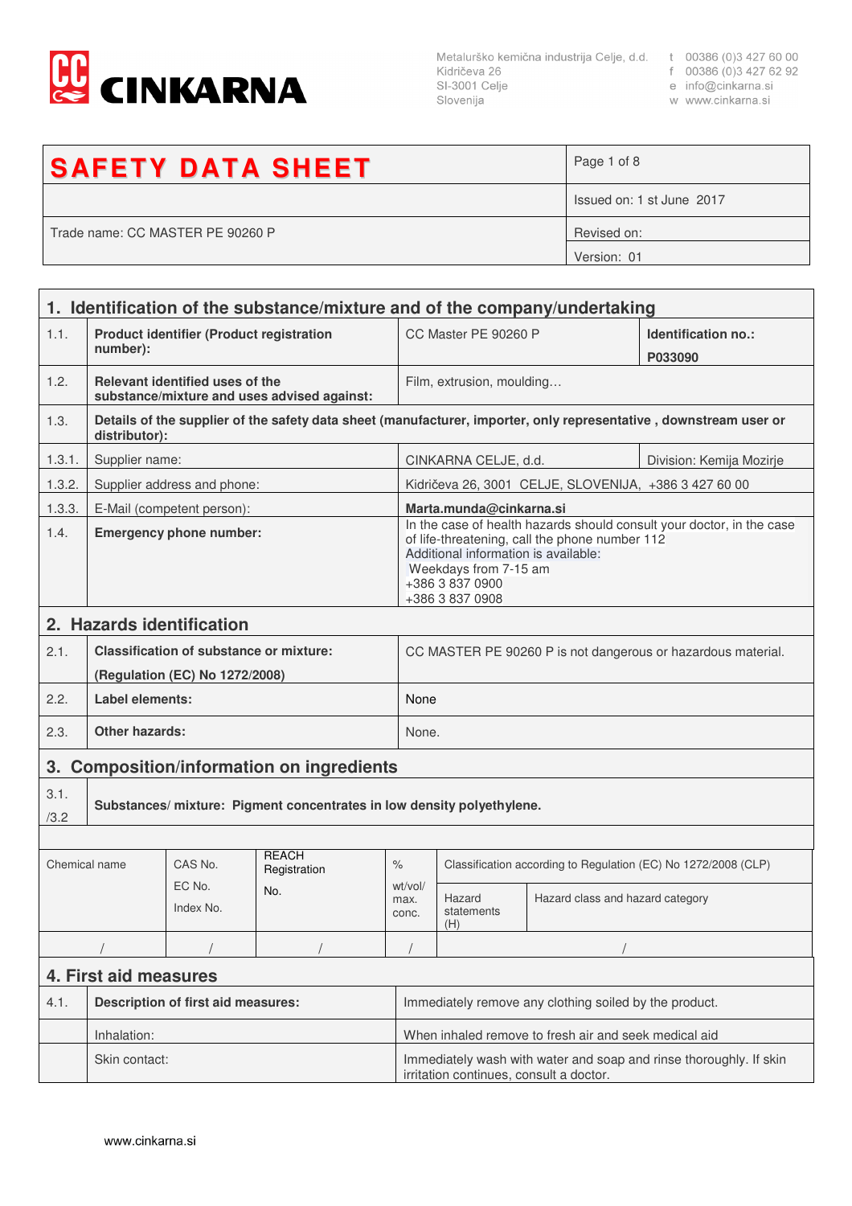CINKARNA

Metalurško kemična industrija Celje, d.d.
Kidričeva 26
SI-3001 Celje
Slovenija

t 00386 (0)3 427 60 00
f 00386 (0)3 427 62 92
e info@cinkarna.si
w www.cinkarna.si

| **SAFETY DATA SHEET** | Page 1 of 8 |
|---|---|
| | Issued on: 1 st June 2017 |
| Trade name: CC MASTER PE 90260 P | Revised on: |
| | Version: 01 |

## 1. Identification of the substance/mixture and of the company/undertaking

| | | | |
|---|---|---|---|
| 1.1. | **Product identifier (Product registration number):** | CC Master PE 90260 P | **Identification no.:** **P033090** |
| 1.2. | **Relevant identified uses of the substance/mixture and uses advised against:** | Film, extrusion, moulding… | |
| 1.3. | **Details of the supplier of the safety data sheet (manufacturer, importer, only representative , downstream user or distributor):** | | |
| 1.3.1. | Supplier name: | CINKARNA CELJE, d.d. | Division: Kemija Mozirje |
| 1.3.2. | Supplier address and phone: | Kidričeva 26, 3001 CELJE, SLOVENIJA, +386 3 427 60 00 | |
| 1.3.3. | E-Mail (competent person): | **Marta.munda@cinkarna.si** | |
| 1.4. | **Emergency phone number:** | In the case of health hazards should consult your doctor, in the case of life-threatening, call the phone number 112<br>Additional information is available:<br>Weekdays from 7-15 am<br>+386 3 837 0900<br>+386 3 837 0908 | |

## 2. Hazards identification

| | | |
|---|---|---|
| 2.1. | **Classification of substance or mixture:** **(Regulation (EC) No 1272/2008)** | CC MASTER PE 90260 P is not dangerous or hazardous material. |
| 2.2. | **Label elements:** | None |
| 2.3. | **Other hazards:** | None. |

## 3. Composition/information on ingredients

3.1./3.2 **Substances/ mixture: Pigment concentrates in low density polyethylene.**

| Chemical name | CAS No. EC No. Index No. | REACH Registration No. | % wt/vol/ max. conc. | Classification according to Regulation (EC) No 1272/2008 (CLP) | |
|---|---|---|---|---|---|
| | | | | Hazard statements (H) | Hazard class and hazard category |
| / | / | / | / | / | |

## 4. First aid measures

| | | |
|---|---|---|
| 4.1. | **Description of first aid measures:** | Immediately remove any clothing soiled by the product. |
| | Inhalation: | When inhaled remove to fresh air and seek medical aid |
| | Skin contact: | Immediately wash with water and soap and rinse thoroughly. If skin irritation continues, consult a doctor. |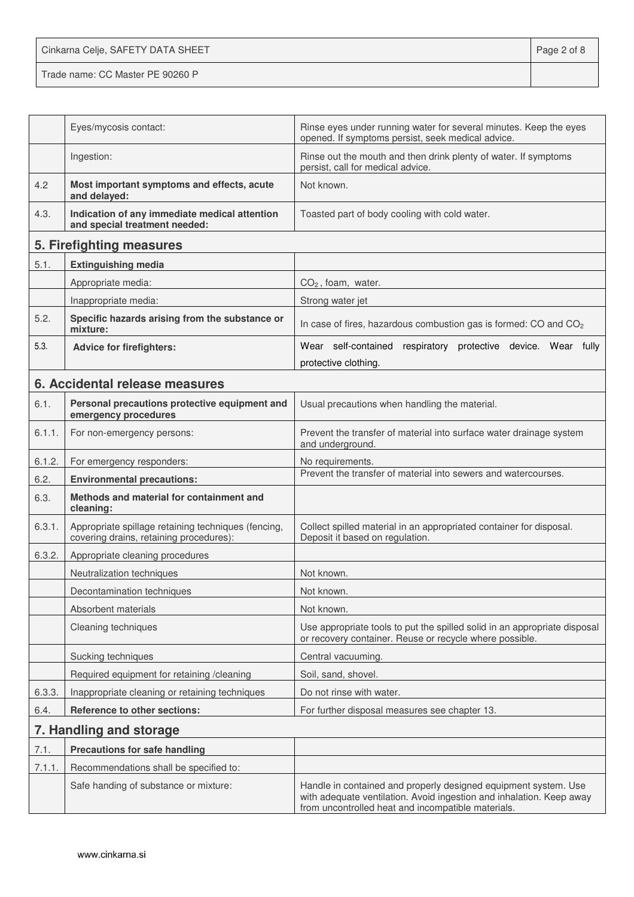| | | |
|---|---|---|
| | Eyes/mycosis contact: | Rinse eyes under running water for several minutes. Keep the eyes opened. If symptoms persist, seek medical advice. |
| | Ingestion: | Rinse out the mouth and then drink plenty of water. If symptoms persist, call for medical advice. |
| 4.2 | **Most important symptoms and effects, acute and delayed:** | Not known. |
| 4.3. | **Indication of any immediate medical attention and special treatment needed:** | Toasted part of body cooling with cold water. |

## 5. Firefighting measures

| | | |
|---|---|---|
| 5.1. | **Extinguishing media** | |
| | Appropriate media: | $CO_2$ , foam, water. |
| | Inappropriate media: | Strong water jet |
| 5.2. | **Specific hazards arising from the substance or mixture:** | In case of fires, hazardous combustion gas is formed: CO and $CO_2$ |
| 5.3. | **Advice for firefighters:** | Wear self-contained respiratory protective device. Wear fully protective clothing. |

## 6. Accidental release measures

| | | |
|---|---|---|
| 6.1. | **Personal precautions protective equipment and emergency procedures** | Usual precautions when handling the material. |
| 6.1.1. | For non-emergency persons: | Prevent the transfer of material into surface water drainage system and underground. |
| 6.1.2. | For emergency responders: | No requirements. |
| 6.2. | **Environmental precautions:** | Prevent the transfer of material into sewers and watercourses. |
| 6.3. | **Methods and material for containment and cleaning:** | |
| 6.3.1. | Appropriate spillage retaining techniques (fencing, covering drains, retaining procedures): | Collect spilled material in an appropriated container for disposal. Deposit it based on regulation. |
| 6.3.2. | Appropriate cleaning procedures | |
| | Neutralization techniques | Not known. |
| | Decontamination techniques | Not known. |
| | Absorbent materials | Not known. |
| | Cleaning techniques | Use appropriate tools to put the spilled solid in an appropriate disposal or recovery container. Reuse or recycle where possible. |
| | Sucking techniques | Central vacuuming. |
| | Required equipment for retaining /cleaning | Soil, sand, shovel. |
| 6.3.3. | Inappropriate cleaning or retaining techniques | Do not rinse with water. |
| 6.4. | **Reference to other sections:** | For further disposal measures see chapter 13. |

## 7. Handling and storage

| | | |
|---|---|---|
| 7.1. | **Precautions for safe handling** | |
| 7.1.1. | Recommendations shall be specified to: | |
| | Safe handing of substance or mixture: | Handle in contained and properly designed equipment system. Use with adequate ventilation. Avoid ingestion and inhalation. Keep away from uncontrolled heat and incompatible materials. |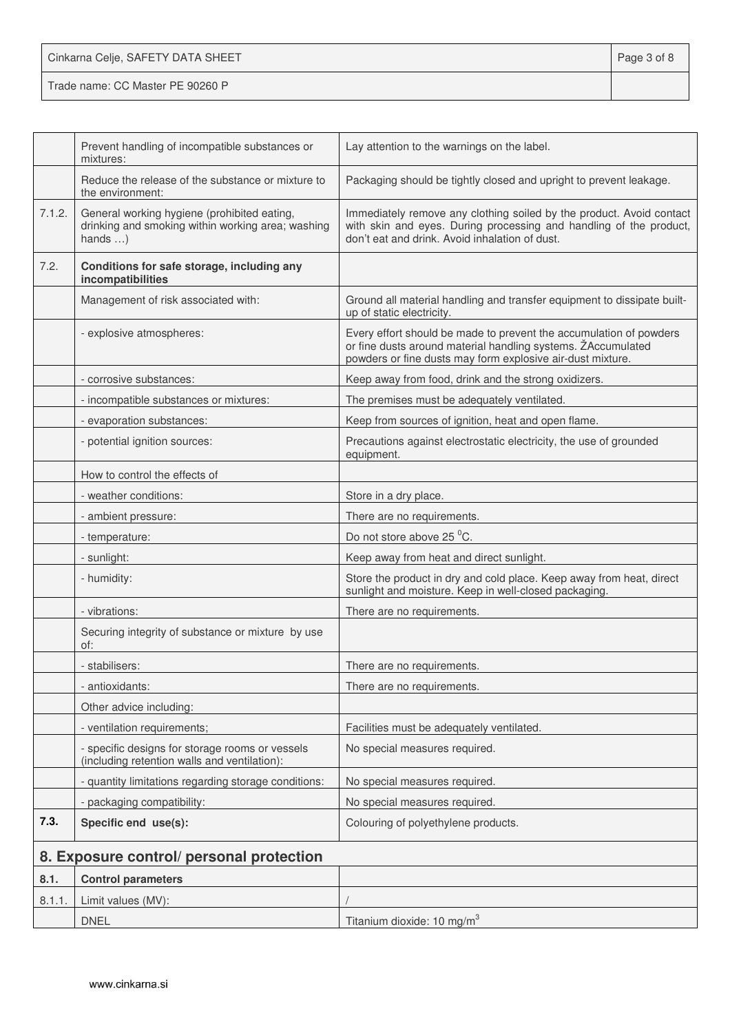| | | |
|---|---|---|
| | Prevent handling of incompatible substances or mixtures: | Lay attention to the warnings on the label. |
| | Reduce the release of the substance or mixture to the environment: | Packaging should be tightly closed and upright to prevent leakage. |
| 7.1.2. | General working hygiene (prohibited eating, drinking and smoking within working area; washing hands …) | Immediately remove any clothing soiled by the product. Avoid contact with skin and eyes. During processing and handling of the product, don't eat and drink. Avoid inhalation of dust. |
| 7.2. | **Conditions for safe storage, including any incompatibilities** | |
| | Management of risk associated with: | Ground all material handling and transfer equipment to dissipate built-up of static electricity. |
| | - explosive atmospheres: | Every effort should be made to prevent the accumulation of powders or fine dusts around material handling systems. ŽAccumulated powders or fine dusts may form explosive air-dust mixture. |
| | - corrosive substances: | Keep away from food, drink and the strong oxidizers. |
| | - incompatible substances or mixtures: | The premises must be adequately ventilated. |
| | - evaporation substances: | Keep from sources of ignition, heat and open flame. |
| | - potential ignition sources: | Precautions against electrostatic electricity, the use of grounded equipment. |
| | How to control the effects of | |
| | - weather conditions: | Store in a dry place. |
| | - ambient pressure: | There are no requirements. |
| | - temperature: | Do not store above 25 $^0$C. |
| | - sunlight: | Keep away from heat and direct sunlight. |
| | - humidity: | Store the product in dry and cold place. Keep away from heat, direct sunlight and moisture. Keep in well-closed packaging. |
| | - vibrations: | There are no requirements. |
| | Securing integrity of substance or mixture by use of: | |
| | - stabilisers: | There are no requirements. |
| | - antioxidants: | There are no requirements. |
| | Other advice including: | |
| | - ventilation requirements; | Facilities must be adequately ventilated. |
| | - specific designs for storage rooms or vessels (including retention walls and ventilation): | No special measures required. |
| | - quantity limitations regarding storage conditions: | No special measures required. |
| | - packaging compatibility: | No special measures required. |
| **7.3.** | **Specific end use(s):** | Colouring of polyethylene products. |

## 8. Exposure control/ personal protection

| | | |
|---|---|---|
| **8.1.** | **Control parameters** | |
| 8.1.1. | Limit values (MV): | / |
| | DNEL | Titanium dioxide: 10 mg/m$^3$ |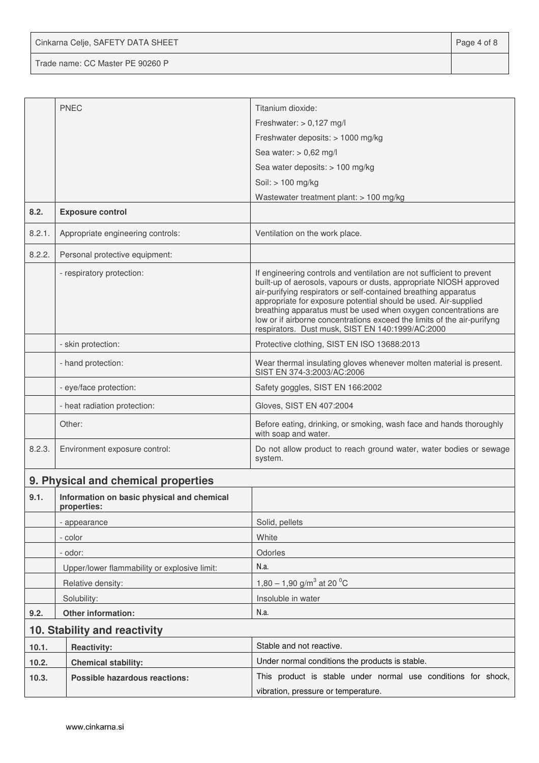|  | PNEC | Titanium dioxide: |
|---|---|---|
|  |  | Freshwater: > 0,127 mg/l |
|  |  | Freshwater deposits: > 1000 mg/kg |
|  |  | Sea water: > 0,62 mg/l |
|  |  | Sea water deposits: > 100 mg/kg |
|  |  | Soil: > 100 mg/kg |
|  |  | Wastewater treatment plant: > 100 mg/kg |
| **8.2.** | **Exposure control** |  |
| 8.2.1. | Appropriate engineering controls: | Ventilation on the work place. |
| 8.2.2. | Personal protective equipment: |  |
|  | - respiratory protection: | If engineering controls and ventilation are not sufficient to prevent built-up of aerosols, vapours or dusts, appropriate NIOSH approved air-purifying respirators or self-contained breathing apparatus appropriate for exposure potential should be used. Air-supplied breathing apparatus must be used when oxygen concentrations are low or if airborne concentrations exceed the limits of the air-purifyng respirators. Dust musk, SIST EN 140:1999/AC:2000 |
|  | - skin protection: | Protective clothing, SIST EN ISO 13688:2013 |
|  | - hand protection: | Wear thermal insulating gloves whenever molten material is present. SIST EN 374-3:2003/AC:2006 |
|  | - eye/face protection: | Safety goggles, SIST EN 166:2002 |
|  | - heat radiation protection: | Gloves, SIST EN 407:2004 |
|  | Other: | Before eating, drinking, or smoking, wash face and hands thoroughly with soap and water. |
| 8.2.3. | Environment exposure control: | Do not allow product to reach ground water, water bodies or sewage system. |

## 9. Physical and chemical properties

| **9.1.** | **Information on basic physical and chemical properties:** |  |
|---|---|---|
|  | - appearance | Solid, pellets |
|  | - color | White |
|  | - odor: | Odorles |
|  | Upper/lower flammability or explosive limit: | N.a. |
|  | Relative density: | 1,80 – 1,90 g/m$^3$ at 20 $^0$C |
|  | Solubility: | Insoluble in water |
| **9.2.** | **Other information:** | N.a. |

## 10. Stability and reactivity

| **10.1.** | **Reactivity:** | Stable and not reactive. |
|---|---|---|
| **10.2.** | **Chemical stability:** | Under normal conditions the products is stable. |
| **10.3.** | **Possible hazardous reactions:** | This product is stable under normal use conditions for shock, vibration, pressure or temperature. |

www.cinkarna.si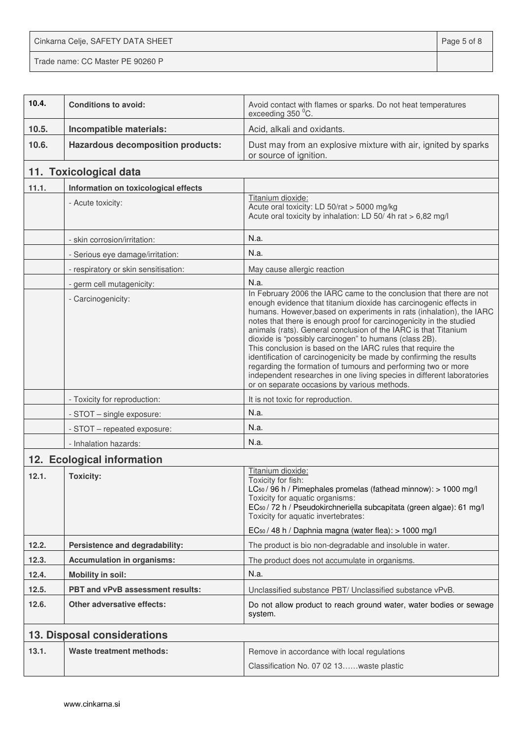| | | |
|---|---|---|
| **10.4.** | **Conditions to avoid:** | Avoid contact with flames or sparks. Do not heat temperatures exceeding 350 $^0$C. |
| **10.5.** | **Incompatible materials:** | Acid, alkali and oxidants. |
| **10.6.** | **Hazardous decomposition products:** | Dust may from an explosive mixture with air, ignited by sparks or source of ignition. |

## 11. Toxicological data

| | | |
|---|---|---|
| **11.1.** | **Information on toxicological effects** | |
| | - Acute toxicity: | Titanium dioxide:<br>Acute oral toxicity: LD 50/rat > 5000 mg/kg<br>Acute oral toxicity by inhalation: LD 50/ 4h rat > 6,82 mg/l |
| | - skin corrosion/irritation: | N.a. |
| | - Serious eye damage/irritation: | N.a. |
| | - respiratory or skin sensitisation: | May cause allergic reaction |
| | - germ cell mutagenicity: | N.a. |
| | - Carcinogenicity: | In February 2006 the IARC came to the conclusion that there are not enough evidence that titanium dioxide has carcinogenic effects in humans. However,based on experiments in rats (inhalation), the IARC notes that there is enough proof for carcinogenicity in the studied animals (rats). General conclusion of the IARC is that Titanium dioxide is "possibly carcinogen" to humans (class 2B).<br>This conclusion is based on the IARC rules that require the identification of carcinogenicity be made by confirming the results regarding the formation of tumours and performing two or more independent researches in one living species in different laboratories or on separate occasions by various methods. |
| | - Toxicity for reproduction: | It is not toxic for reproduction. |
| | - STOT – single exposure: | N.a. |
| | - STOT – repeated exposure: | N.a. |
| | - Inhalation hazards: | N.a. |

## 12. Ecological information

| | | |
|---|---|---|
| **12.1.** | **Toxicity:** | Titanium dioxide:<br>Toxicity for fish:<br>$LC_{50}$ / 96 h / Pimephales promelas (fathead minnow): > 1000 mg/l<br>Toxicity for aquatic organisms:<br>$EC_{50}$ / 72 h / Pseudokirchneriella subcapitata (green algae): 61 mg/l<br>Toxicity for aquatic invertebrates:<br>$EC_{50}$ / 48 h / Daphnia magna (water flea): > 1000 mg/l |
| **12.2.** | **Persistence and degradability:** | The product is bio non-degradable and insoluble in water. |
| **12.3.** | **Accumulation in organisms:** | The product does not accumulate in organisms. |
| **12.4.** | **Mobility in soil:** | N.a. |
| **12.5.** | **PBT and vPvB assessment results:** | Unclassified substance PBT/ Unclassified substance vPvB. |
| **12.6.** | **Other adversative effects:** | Do not allow product to reach ground water, water bodies or sewage system. |

## 13. Disposal considerations

| | | |
|---|---|---|
| **13.1.** | **Waste treatment methods:** | Remove in accordance with local regulations<br>Classification No. 07 02 13……waste plastic |

www.cinkarna.si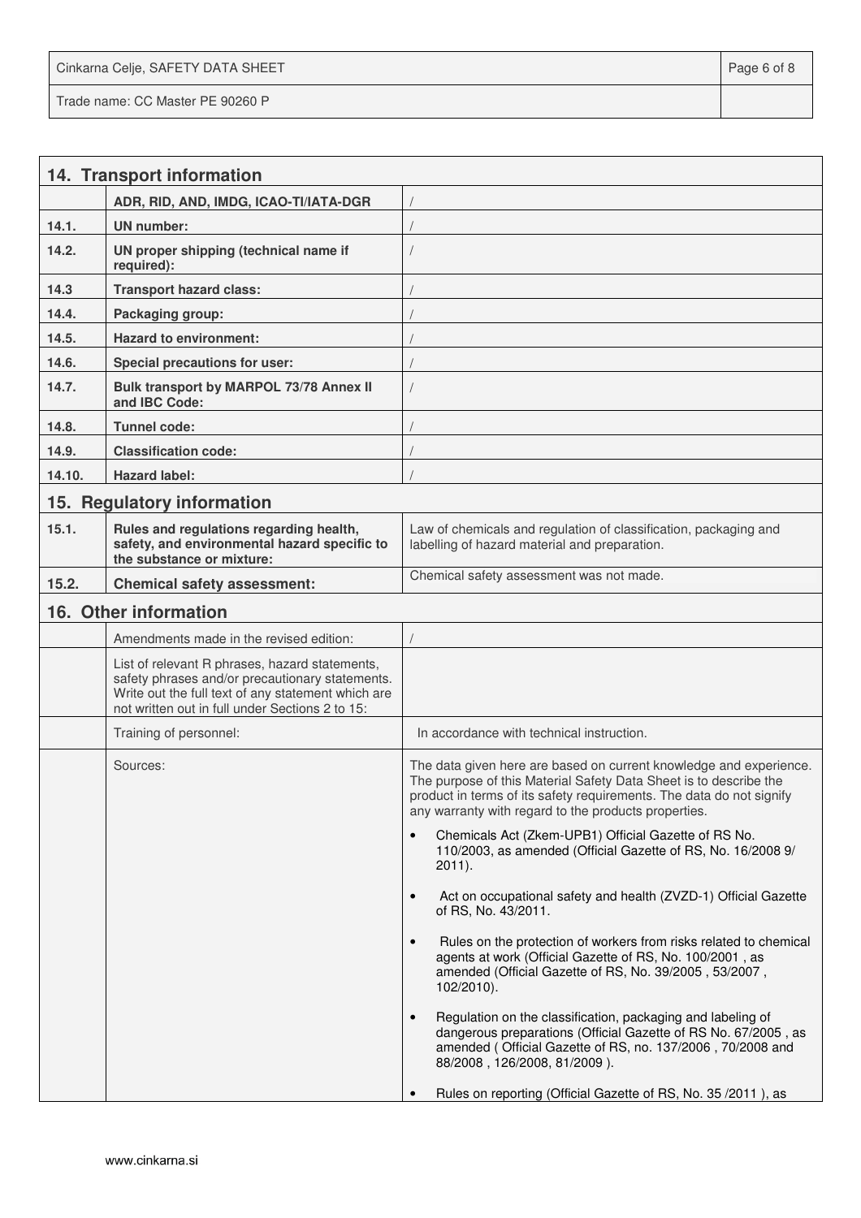## 14. Transport information

| | | |
|---|---|---|
| | ADR, RID, AND, IMDG, ICAO-TI/IATA-DGR | / |
| 14.1. | UN number: | / |
| 14.2. | UN proper shipping (technical name if required): | / |
| 14.3 | Transport hazard class: | / |
| 14.4. | Packaging group: | / |
| 14.5. | Hazard to environment: | / |
| 14.6. | Special precautions for user: | / |
| 14.7. | Bulk transport by MARPOL 73/78 Annex II and IBC Code: | / |
| 14.8. | Tunnel code: | / |
| 14.9. | Classification code: | / |
| 14.10. | Hazard label: | / |

## 15. Regulatory information

| | | |
|---|---|---|
| 15.1. | Rules and regulations regarding health, safety, and environmental hazard specific to the substance or mixture: | Law of chemicals and regulation of classification, packaging and labelling of hazard material and preparation. |
| 15.2. | Chemical safety assessment: | Chemical safety assessment was not made. |

## 16. Other information

| | | |
|---|---|---|
| | Amendments made in the revised edition: | / |
| | List of relevant R phrases, hazard statements, safety phrases and/or precautionary statements. Write out the full text of any statement which are not written out in full under Sections 2 to 15: | |
| | Training of personnel: | In accordance with technical instruction. |
| | Sources: | The data given here are based on current knowledge and experience. The purpose of this Material Safety Data Sheet is to describe the product in terms of its safety requirements. The data do not signify any warranty with regard to the products properties.<br>• Chemicals Act (Zkem-UPB1) Official Gazette of RS No. 110/2003, as amended (Official Gazette of RS, No. 16/2008 9/ 2011).<br>• Act on occupational safety and health (ZVZD-1) Official Gazette of RS, No. 43/2011.<br>• Rules on the protection of workers from risks related to chemical agents at work (Official Gazette of RS, No. 100/2001 , as amended (Official Gazette of RS, No. 39/2005 , 53/2007 , 102/2010).<br>• Regulation on the classification, packaging and labeling of dangerous preparations (Official Gazette of RS No. 67/2005 , as amended ( Official Gazette of RS, no. 137/2006 , 70/2008 and 88/2008 , 126/2008, 81/2009 ).<br>• Rules on reporting (Official Gazette of RS, No. 35 /2011 ), as |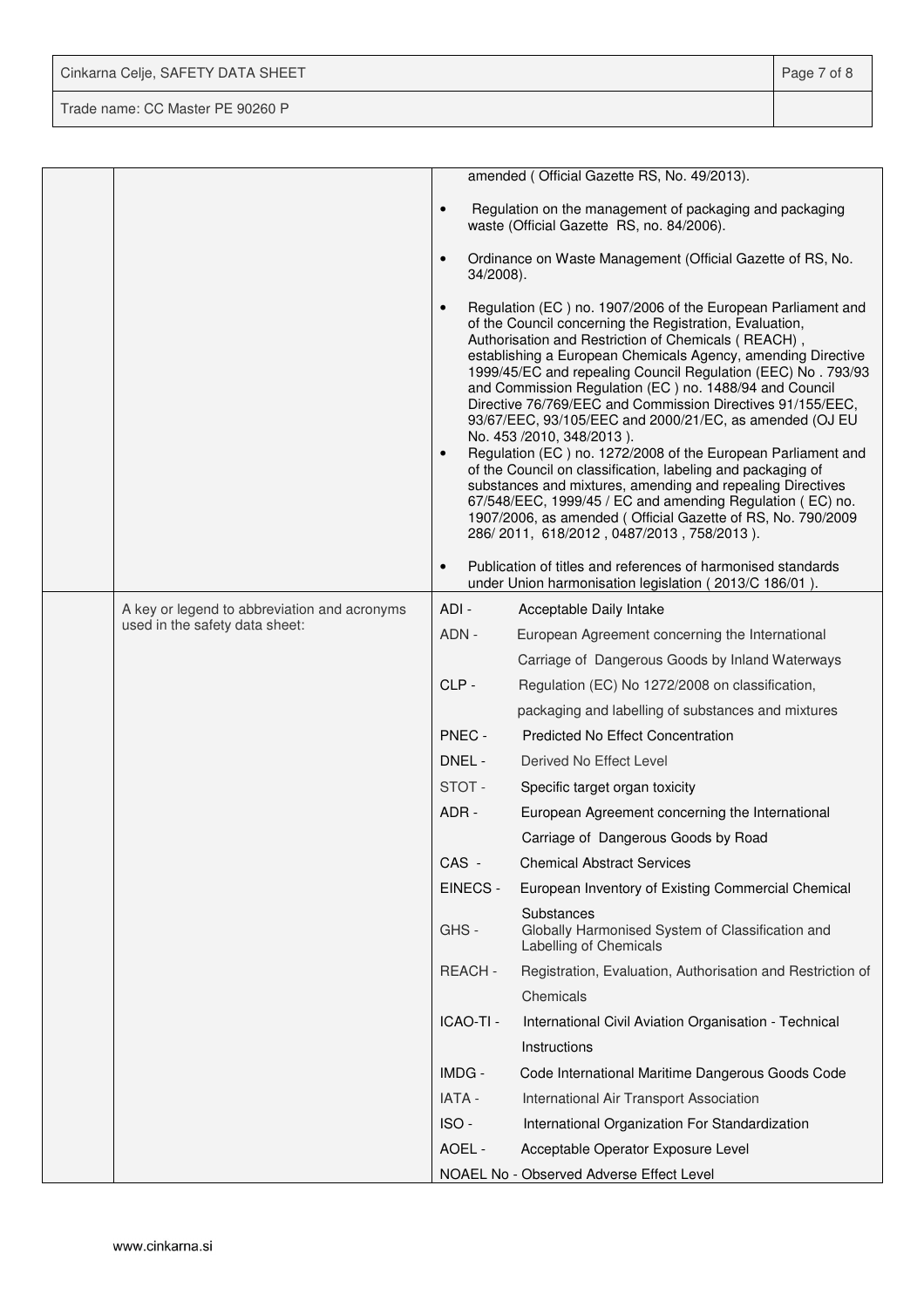| | | |
|---|---|---|
| | | amended ( Official Gazette RS, No. 49/2013).<br><br>• Regulation on the management of packaging and packaging waste (Official Gazette RS, no. 84/2006).<br><br>• Ordinance on Waste Management (Official Gazette of RS, No. 34/2008).<br><br>• Regulation (EC ) no. 1907/2006 of the European Parliament and of the Council concerning the Registration, Evaluation, Authorisation and Restriction of Chemicals ( REACH) , establishing a European Chemicals Agency, amending Directive 1999/45/EC and repealing Council Regulation (EEC) No . 793/93 and Commission Regulation (EC ) no. 1488/94 and Council Directive 76/769/EEC and Commission Directives 91/155/EEC, 93/67/EEC, 93/105/EEC and 2000/21/EC, as amended (OJ EU No. 453 /2010, 348/2013 ).<br>• Regulation (EC ) no. 1272/2008 of the European Parliament and of the Council on classification, labeling and packaging of substances and mixtures, amending and repealing Directives 67/548/EEC, 1999/45 / EC and amending Regulation ( EC) no. 1907/2006, as amended ( Official Gazette of RS, No. 790/2009 286/ 2011, 618/2012 , 0487/2013 , 758/2013 ).<br><br>• Publication of titles and references of harmonised standards under Union harmonisation legislation ( 2013/C 186/01 ). |
| | A key or legend to abbreviation and acronyms used in the safety data sheet: | ADI - Acceptable Daily Intake<br>ADN - European Agreement concerning the International Carriage of Dangerous Goods by Inland Waterways<br>CLP - Regulation (EC) No 1272/2008 on classification, packaging and labelling of substances and mixtures<br>PNEC - Predicted No Effect Concentration<br>DNEL - Derived No Effect Level<br>STOT - Specific target organ toxicity<br>ADR - European Agreement concerning the International Carriage of Dangerous Goods by Road<br>CAS - Chemical Abstract Services<br>EINECS - European Inventory of Existing Commercial Chemical Substances<br>GHS - Globally Harmonised System of Classification and Labelling of Chemicals<br>REACH - Registration, Evaluation, Authorisation and Restriction of Chemicals<br>ICAO-TI - International Civil Aviation Organisation - Technical Instructions<br>IMDG - Code International Maritime Dangerous Goods Code<br>IATA - International Air Transport Association<br>ISO - International Organization For Standardization<br>AOEL - Acceptable Operator Exposure Level<br>NOAEL No - Observed Adverse Effect Level |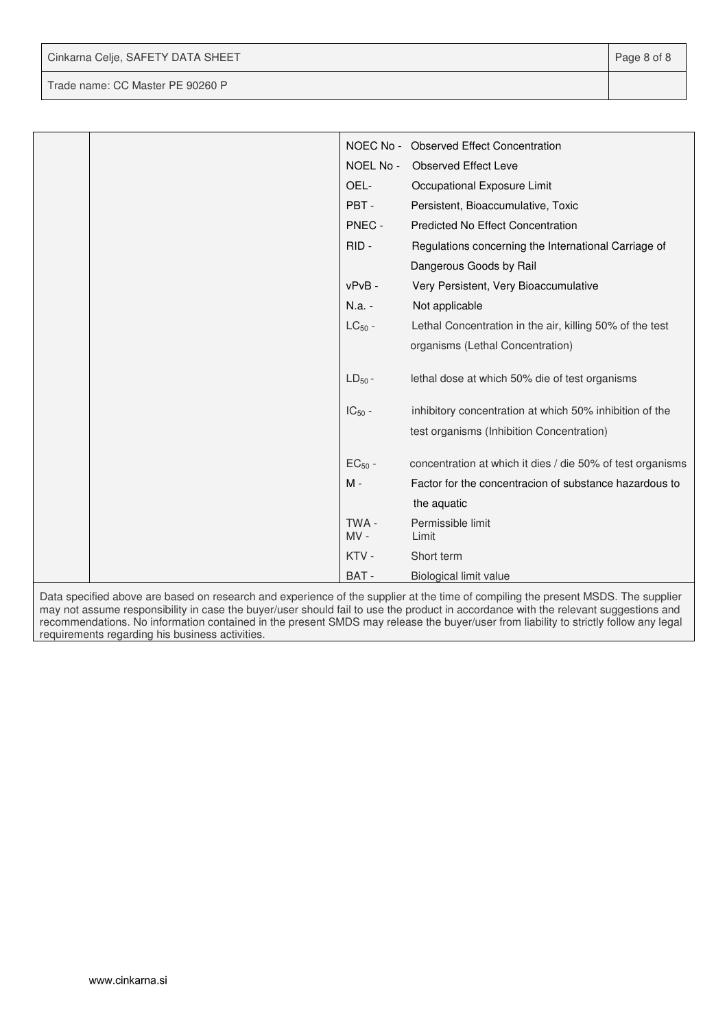| | | | |
|---|---|---|---|
| | | NOEC No - | Observed Effect Concentration |
| | | NOEL No - | Observed Effect Leve |
| | | OEL- | Occupational Exposure Limit |
| | | PBT - | Persistent, Bioaccumulative, Toxic |
| | | PNEC - | Predicted No Effect Concentration |
| | | RID - | Regulations concerning the International Carriage of Dangerous Goods by Rail |
| | | vPvB - | Very Persistent, Very Bioaccumulative |
| | | N.a. - | Not applicable |
| | | $LC_{50}$ - | Lethal Concentration in the air, killing 50% of the test organisms (Lethal Concentration) |
| | | $LD_{50}$ - | lethal dose at which 50% die of test organisms |
| | | $IC_{50}$ - | inhibitory concentration at which 50% inhibition of the test organisms (Inhibition Concentration) |
| | | $EC_{50}$ - | concentration at which it dies / die 50% of test organisms |
| | | M - | Factor for the concentracion of substance hazardous to the aquatic |
| | | TWA - | Permissible limit |
| | | MV - | Limit |
| | | KTV - | Short term |
| | | BAT - | Biological limit value |

Data specified above are based on research and experience of the supplier at the time of compiling the present MSDS. The supplier may not assume responsibility in case the buyer/user should fail to use the product in accordance with the relevant suggestions and recommendations. No information contained in the present SMDS may release the buyer/user from liability to strictly follow any legal requirements regarding his business activities.